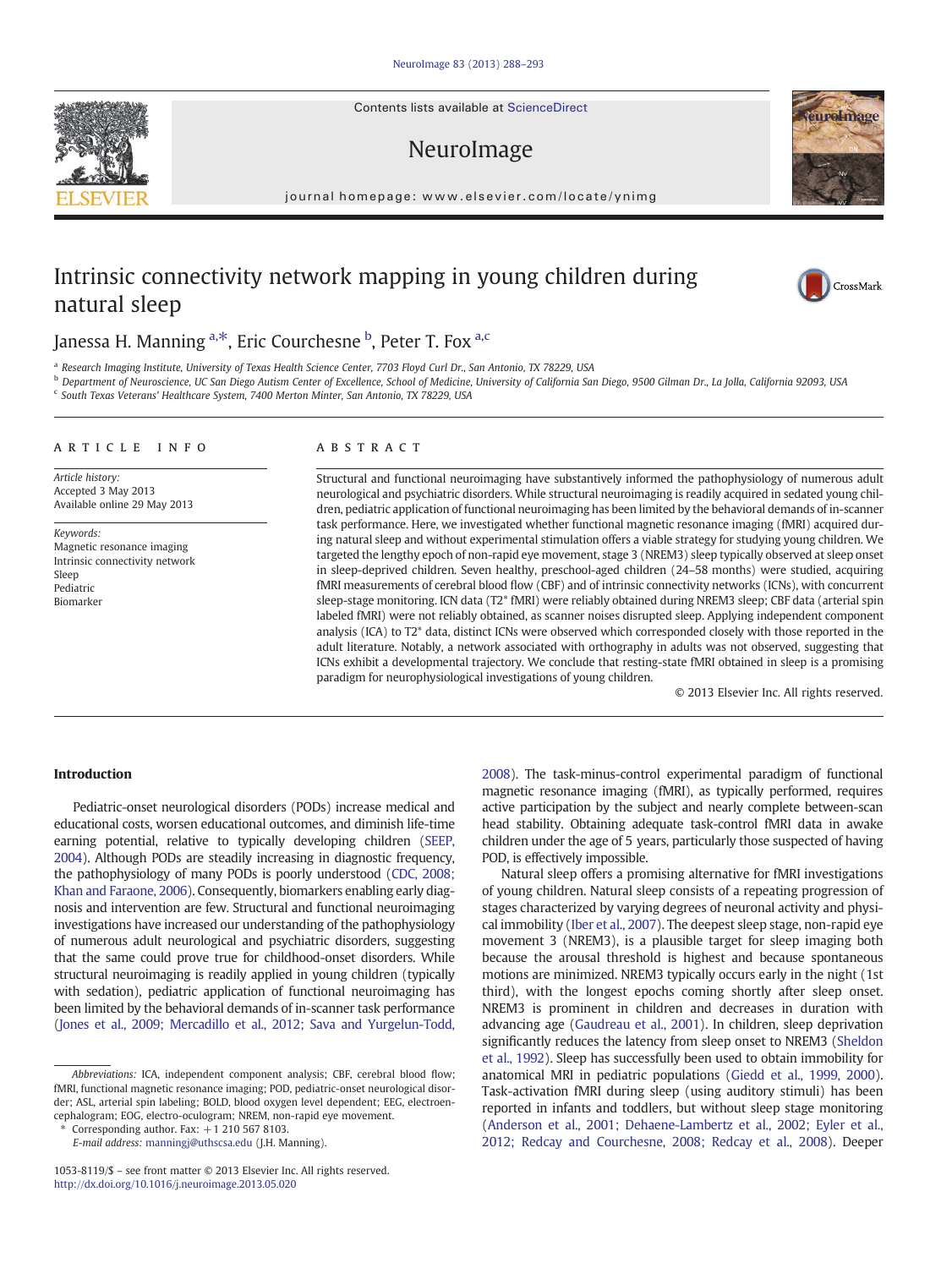# Intrinsic connectivity network mapping in young children during natural sleep

Janessa H. Manning [a,*], Eric Courchesne [b], Peter T. Fox [a,c]

[a] Research Imaging Institute, University of Texas Health Science Center, 7703 Floyd Curl Dr., San Antonio, TX 78229, USA
[b] Department of Neuroscience, UC San Diego Autism Center of Excellence, School of Medicine, University of California San Diego, 9500 Gilman Dr., La Jolla, California 92093, USA
[c] South Texas Veterans' Healthcare System, 7400 Merton Minter, San Antonio, TX 78229, USA

## ARTICLE INFO

*Article history:*
Accepted 3 May 2013
Available online 29 May 2013

*Keywords:*
Magnetic resonance imaging
Intrinsic connectivity network
Sleep
Pediatric
Biomarker

## ABSTRACT

Structural and functional neuroimaging have substantively informed the pathophysiology of numerous adult neurological and psychiatric disorders. While structural neuroimaging is readily acquired in sedated young children, pediatric application of functional neuroimaging has been limited by the behavioral demands of in-scanner task performance. Here, we investigated whether functional magnetic resonance imaging (fMRI) acquired during natural sleep and without experimental stimulation offers a viable strategy for studying young children. We targeted the lengthy epoch of non-rapid eye movement, stage 3 (NREM3) sleep typically observed at sleep onset in sleep-deprived children. Seven healthy, preschool-aged children (24–58 months) were studied, acquiring fMRI measurements of cerebral blood flow (CBF) and of intrinsic connectivity networks (ICNs), with concurrent sleep-stage monitoring. ICN data (T2* fMRI) were reliably obtained during NREM3 sleep; CBF data (arterial spin labeled fMRI) were not reliably obtained, as scanner noises disrupted sleep. Applying independent component analysis (ICA) to T2* data, distinct ICNs were observed which corresponded closely with those reported in the adult literature. Notably, a network associated with orthography in adults was not observed, suggesting that ICNs exhibit a developmental trajectory. We conclude that resting-state fMRI obtained in sleep is a promising paradigm for neurophysiological investigations of young children.

© 2013 Elsevier Inc. All rights reserved.

## Introduction

Pediatric-onset neurological disorders (PODs) increase medical and educational costs, worsen educational outcomes, and diminish life-time earning potential, relative to typically developing children (SEEP, 2004). Although PODs are steadily increasing in diagnostic frequency, the pathophysiology of many PODs is poorly understood (CDC, 2008; Khan and Faraone, 2006). Consequently, biomarkers enabling early diagnosis and intervention are few. Structural and functional neuroimaging investigations have increased our understanding of the pathophysiology of numerous adult neurological and psychiatric disorders, suggesting that the same could prove true for childhood-onset disorders. While structural neuroimaging is readily applied in young children (typically with sedation), pediatric application of functional neuroimaging has been limited by the behavioral demands of in-scanner task performance (Jones et al., 2009; Mercadillo et al., 2012; Sava and Yurgelun-Todd, 2008). The task-minus-control experimental paradigm of functional magnetic resonance imaging (fMRI), as typically performed, requires active participation by the subject and nearly complete between-scan head stability. Obtaining adequate task-control fMRI data in awake children under the age of 5 years, particularly those suspected of having POD, is effectively impossible.

Natural sleep offers a promising alternative for fMRI investigations of young children. Natural sleep consists of a repeating progression of stages characterized by varying degrees of neuronal activity and physical immobility (Iber et al., 2007). The deepest sleep stage, non-rapid eye movement 3 (NREM3), is a plausible target for sleep imaging both because the arousal threshold is highest and because spontaneous motions are minimized. NREM3 typically occurs early in the night (1st third), with the longest epochs coming shortly after sleep onset. NREM3 is prominent in children and decreases in duration with advancing age (Gaudreau et al., 2001). In children, sleep deprivation significantly reduces the latency from sleep onset to NREM3 (Sheldon et al., 1992). Sleep has successfully been used to obtain immobility for anatomical MRI in pediatric populations (Giedd et al., 1999, 2000). Task-activation fMRI during sleep (using auditory stimuli) has been reported in infants and toddlers, but without sleep stage monitoring (Anderson et al., 2001; Dehaene-Lambertz et al., 2002; Eyler et al., 2012; Redcay and Courchesne, 2008; Redcay et al., 2008). Deeper

---

*Abbreviations:* ICA, independent component analysis; CBF, cerebral blood flow; fMRI, functional magnetic resonance imaging; POD, pediatric-onset neurological disorder; ASL, arterial spin labeling; BOLD, blood oxygen level dependent; EEG, electroencephalogram; EOG, electro-oculogram; NREM, non-rapid eye movement.

\* Corresponding author. Fax: +1 210 567 8103.
E-mail address: manningj@uthscsa.edu (J.H. Manning).

1053-8119/$ – see front matter © 2013 Elsevier Inc. All rights reserved.
http://dx.doi.org/10.1016/j.neuroimage.2013.05.020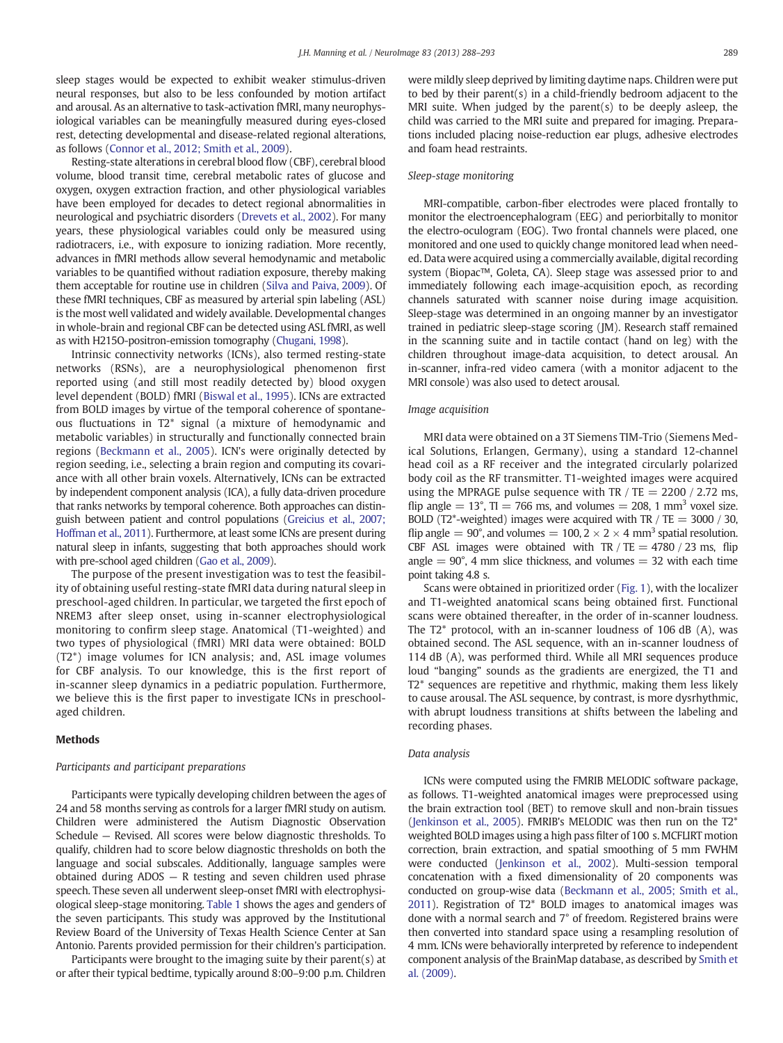sleep stages would be expected to exhibit weaker stimulus-driven neural responses, but also to be less confounded by motion artifact and arousal. As an alternative to task-activation fMRI, many neurophysiological variables can be meaningfully measured during eyes-closed rest, detecting developmental and disease-related regional alterations, as follows (Connor et al., 2012; Smith et al., 2009).

Resting-state alterations in cerebral blood flow (CBF), cerebral blood volume, blood transit time, cerebral metabolic rates of glucose and oxygen, oxygen extraction fraction, and other physiological variables have been employed for decades to detect regional abnormalities in neurological and psychiatric disorders (Drevets et al., 2002). For many years, these physiological variables could only be measured using radiotracers, i.e., with exposure to ionizing radiation. More recently, advances in fMRI methods allow several hemodynamic and metabolic variables to be quantified without radiation exposure, thereby making them acceptable for routine use in children (Silva and Paiva, 2009). Of these fMRI techniques, CBF as measured by arterial spin labeling (ASL) is the most well validated and widely available. Developmental changes in whole-brain and regional CBF can be detected using ASL fMRI, as well as with H215O-positron-emission tomography (Chugani, 1998).

Intrinsic connectivity networks (ICNs), also termed resting-state networks (RSNs), are a neurophysiological phenomenon first reported using (and still most readily detected by) blood oxygen level dependent (BOLD) fMRI (Biswal et al., 1995). ICNs are extracted from BOLD images by virtue of the temporal coherence of spontaneous fluctuations in T2* signal (a mixture of hemodynamic and metabolic variables) in structurally and functionally connected brain regions (Beckmann et al., 2005). ICN's were originally detected by region seeding, i.e., selecting a brain region and computing its covariance with all other brain voxels. Alternatively, ICNs can be extracted by independent component analysis (ICA), a fully data-driven procedure that ranks networks by temporal coherence. Both approaches can distinguish between patient and control populations (Greicius et al., 2007; Hoffman et al., 2011). Furthermore, at least some ICNs are present during natural sleep in infants, suggesting that both approaches should work with pre-school aged children (Gao et al., 2009).

The purpose of the present investigation was to test the feasibility of obtaining useful resting-state fMRI data during natural sleep in preschool-aged children. In particular, we targeted the first epoch of NREM3 after sleep onset, using in-scanner electrophysiological monitoring to confirm sleep stage. Anatomical (T1-weighted) and two types of physiological (fMRI) MRI data were obtained: BOLD (T2*) image volumes for ICN analysis; and, ASL image volumes for CBF analysis. To our knowledge, this is the first report of in-scanner sleep dynamics in a pediatric population. Furthermore, we believe this is the first paper to investigate ICNs in preschool-aged children.

## Methods

### *Participants and participant preparations*

Participants were typically developing children between the ages of 24 and 58 months serving as controls for a larger fMRI study on autism. Children were administered the Autism Diagnostic Observation Schedule — Revised. All scores were below diagnostic thresholds. To qualify, children had to score below diagnostic thresholds on both the language and social subscales. Additionally, language samples were obtained during ADOS — R testing and seven children used phrase speech. These seven all underwent sleep-onset fMRI with electrophysiological sleep-stage monitoring. Table 1 shows the ages and genders of the seven participants. This study was approved by the Institutional Review Board of the University of Texas Health Science Center at San Antonio. Parents provided permission for their children's participation.

Participants were brought to the imaging suite by their parent(s) at or after their typical bedtime, typically around 8:00–9:00 p.m. Children were mildly sleep deprived by limiting daytime naps. Children were put to bed by their parent(s) in a child-friendly bedroom adjacent to the MRI suite. When judged by the parent(s) to be deeply asleep, the child was carried to the MRI suite and prepared for imaging. Preparations included placing noise-reduction ear plugs, adhesive electrodes and foam head restraints.

### *Sleep-stage monitoring*

MRI-compatible, carbon-fiber electrodes were placed frontally to monitor the electroencephalogram (EEG) and periorbitally to monitor the electro-oculogram (EOG). Two frontal channels were placed, one monitored and one used to quickly change monitored lead when needed. Data were acquired using a commercially available, digital recording system (Biopac™, Goleta, CA). Sleep stage was assessed prior to and immediately following each image-acquisition epoch, as recording channels saturated with scanner noise during image acquisition. Sleep-stage was determined in an ongoing manner by an investigator trained in pediatric sleep-stage scoring (JM). Research staff remained in the scanning suite and in tactile contact (hand on leg) with the children throughout image-data acquisition, to detect arousal. An in-scanner, infra-red video camera (with a monitor adjacent to the MRI console) was also used to detect arousal.

### *Image acquisition*

MRI data were obtained on a 3T Siemens TIM-Trio (Siemens Medical Solutions, Erlangen, Germany), using a standard 12-channel head coil as a RF receiver and the integrated circularly polarized body coil as the RF transmitter. T1-weighted images were acquired using the MPRAGE pulse sequence with TR / TE = 2200 / 2.72 ms, flip angle = 13°, TI = 766 ms, and volumes = 208, 1 mm$^3$ voxel size. BOLD (T2*-weighted) images were acquired with TR / TE = 3000 / 30, flip angle = 90°, and volumes = 100, $2 \times 2 \times 4$ mm$^3$ spatial resolution. CBF ASL images were obtained with TR / TE = 4780 / 23 ms, flip angle = 90°, 4 mm slice thickness, and volumes = 32 with each time point taking 4.8 s.

Scans were obtained in prioritized order (Fig. 1), with the localizer and T1-weighted anatomical scans being obtained first. Functional scans were obtained thereafter, in the order of in-scanner loudness. The T2* protocol, with an in-scanner loudness of 106 dB (A), was obtained second. The ASL sequence, with an in-scanner loudness of 114 dB (A), was performed third. While all MRI sequences produce loud "banging" sounds as the gradients are energized, the T1 and T2* sequences are repetitive and rhythmic, making them less likely to cause arousal. The ASL sequence, by contrast, is more dysrhythmic, with abrupt loudness transitions at shifts between the labeling and recording phases.

### *Data analysis*

ICNs were computed using the FMRIB MELODIC software package, as follows. T1-weighted anatomical images were preprocessed using the brain extraction tool (BET) to remove skull and non-brain tissues (Jenkinson et al., 2005). FMRIB's MELODIC was then run on the T2* weighted BOLD images using a high pass filter of 100 s. MCFLIRT motion correction, brain extraction, and spatial smoothing of 5 mm FWHM were conducted (Jenkinson et al., 2002). Multi-session temporal concatenation with a fixed dimensionality of 20 components was conducted on group-wise data (Beckmann et al., 2005; Smith et al., 2011). Registration of T2* BOLD images to anatomical images was done with a normal search and 7° of freedom. Registered brains were then converted into standard space using a resampling resolution of 4 mm. ICNs were behaviorally interpreted by reference to independent component analysis of the BrainMap database, as described by Smith et al. (2009).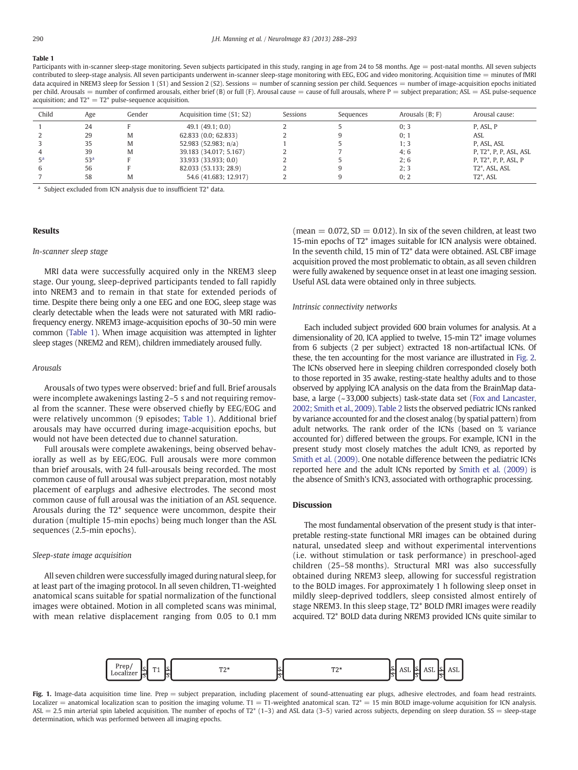**Table 1**

Participants with in-scanner sleep-stage monitoring. Seven subjects participated in this study, ranging in age from 24 to 58 months. Age = post-natal months. All seven subjects contributed to sleep-stage analysis. All seven participants underwent in-scanner sleep-stage monitoring with EEG, EOG and video monitoring. Acquisition time = minutes of fMRI data acquired in NREM3 sleep for Session 1 (S1) and Session 2 (S2). Sessions = number of scanning session per child. Sequences = number of image-acquisition epochs initiated per child. Arousals = number of confirmed arousals, either brief (B) or full (F). Arousal cause = cause of full arousals, where P = subject preparation; ASL = ASL pulse-sequence acquisition; and T2* = T2* pulse-sequence acquisition.

| Child | Age | Gender | Acquisition time (S1; S2) | Sessions | Sequences | Arousals (B; F) | Arousal cause: |
|---|---|---|---|---|---|---|---|
| 1 | 24 | F | 49.1 (49.1; 0.0) | 2 | 5 | 0; 3 | P, ASL, P |
| 2 | 29 | M | 62.833 (0.0; 62.833) | 2 | 9 | 0; 1 | ASL |
| 3 | 35 | M | 52.983 (52.983; n/a) | 1 | 5 | 1; 3 | P, ASL, ASL |
| 4 | 39 | M | 39.183 (34.017; 5.167) | 2 | 7 | 4; 6 | P, T2*, P, P, ASL, ASL |
| 5[a] | 53[a] | F | 33.933 (33.933; 0.0) | 2 | 5 | 2; 6 | P, T2*, P, P, ASL, P |
| 6 | 56 | F | 82.033 (53.133; 28.9) | 2 | 9 | 2; 3 | T2*, ASL, ASL |
| 7 | 58 | M | 54.6 (41.683; 12.917) | 2 | 9 | 0; 2 | T2*, ASL |

[a] Subject excluded from ICN analysis due to insufficient T2* data.

## Results

### In-scanner sleep stage

MRI data were successfully acquired only in the NREM3 sleep stage. Our young, sleep-deprived participants tended to fall rapidly into NREM3 and to remain in that state for extended periods of time. Despite there being only a one EEG and one EOG, sleep stage was clearly detectable when the leads were not saturated with MRI radio-frequency energy. NREM3 image-acquisition epochs of 30–50 min were common (Table 1). When image acquisition was attempted in lighter sleep stages (NREM2 and REM), children immediately aroused fully.

### Arousals

Arousals of two types were observed: brief and full. Brief arousals were incomplete awakenings lasting 2–5 s and not requiring removal from the scanner. These were observed chiefly by EEG/EOG and were relatively uncommon (9 episodes; Table 1). Additional brief arousals may have occurred during image-acquisition epochs, but would not have been detected due to channel saturation.

Full arousals were complete awakenings, being observed behaviorally as well as by EEG/EOG. Full arousals were more common than brief arousals, with 24 full-arousals being recorded. The most common cause of full arousal was subject preparation, most notably placement of earplugs and adhesive electrodes. The second most common cause of full arousal was the initiation of an ASL sequence. Arousals during the T2* sequence were uncommon, despite their duration (multiple 15-min epochs) being much longer than the ASL sequences (2.5-min epochs).

### Sleep-state image acquisition

All seven children were successfully imaged during natural sleep, for at least part of the imaging protocol. In all seven children, T1-weighted anatomical scans suitable for spatial normalization of the functional images were obtained. Motion in all completed scans was minimal, with mean relative displacement ranging from 0.05 to 0.1 mm (mean = 0.072, SD = 0.012). In six of the seven children, at least two 15-min epochs of T2* images suitable for ICN analysis were obtained. In the seventh child, 15 min of T2* data were obtained. ASL CBF image acquisition proved the most problematic to obtain, as all seven children were fully awakened by sequence onset in at least one imaging session. Useful ASL data were obtained only in three subjects.

### Intrinsic connectivity networks

Each included subject provided 600 brain volumes for analysis. At a dimensionality of 20, ICA applied to twelve, 15-min T2* image volumes from 6 subjects (2 per subject) extracted 18 non-artifactual ICNs. Of these, the ten accounting for the most variance are illustrated in Fig. 2. The ICNs observed here in sleeping children corresponded closely both to those reported in 35 awake, resting-state healthy adults and to those observed by applying ICA analysis on the data from the BrainMap database, a large (~33,000 subjects) task-state data set (Fox and Lancaster, 2002; Smith et al., 2009). Table 2 lists the observed pediatric ICNs ranked by variance accounted for and the closest analog (by spatial pattern) from adult networks. The rank order of the ICNs (based on % variance accounted for) differed between the groups. For example, ICN1 in the present study most closely matches the adult ICN9, as reported by Smith et al. (2009). One notable difference between the pediatric ICNs reported here and the adult ICNs reported by Smith et al. (2009) is the absence of Smith's ICN3, associated with orthographic processing.

## Discussion

The most fundamental observation of the present study is that interpretable resting-state functional MRI images can be obtained during natural, unsedated sleep and without experimental interventions (i.e. without stimulation or task performance) in preschool-aged children (25–58 months). Structural MRI was also successfully obtained during NREM3 sleep, allowing for successful registration to the BOLD images. For approximately 1 h following sleep onset in mildly sleep-deprived toddlers, sleep consisted almost entirely of stage NREM3. In this sleep stage, T2* BOLD fMRI images were readily acquired. T2* BOLD data during NREM3 provided ICNs quite similar to

Prep/ Localizer | SS | T1 | SS | T2* | SS | T2* | SS | ASL | SS | ASL | SS | ASL

**Fig. 1.** Image-data acquisition time line. Prep = subject preparation, including placement of sound-attenuating ear plugs, adhesive electrodes, and foam head restraints. Localizer = anatomical localization scan to position the imaging volume. T1 = T1-weighted anatomical scan. T2* = 15 min BOLD image-volume acquisition for ICN analysis. ASL = 2.5 min arterial spin labeled acquisition. The number of epochs of T2* (1–3) and ASL data (3–5) varied across subjects, depending on sleep duration. SS = sleep-stage determination, which was performed between all imaging epochs.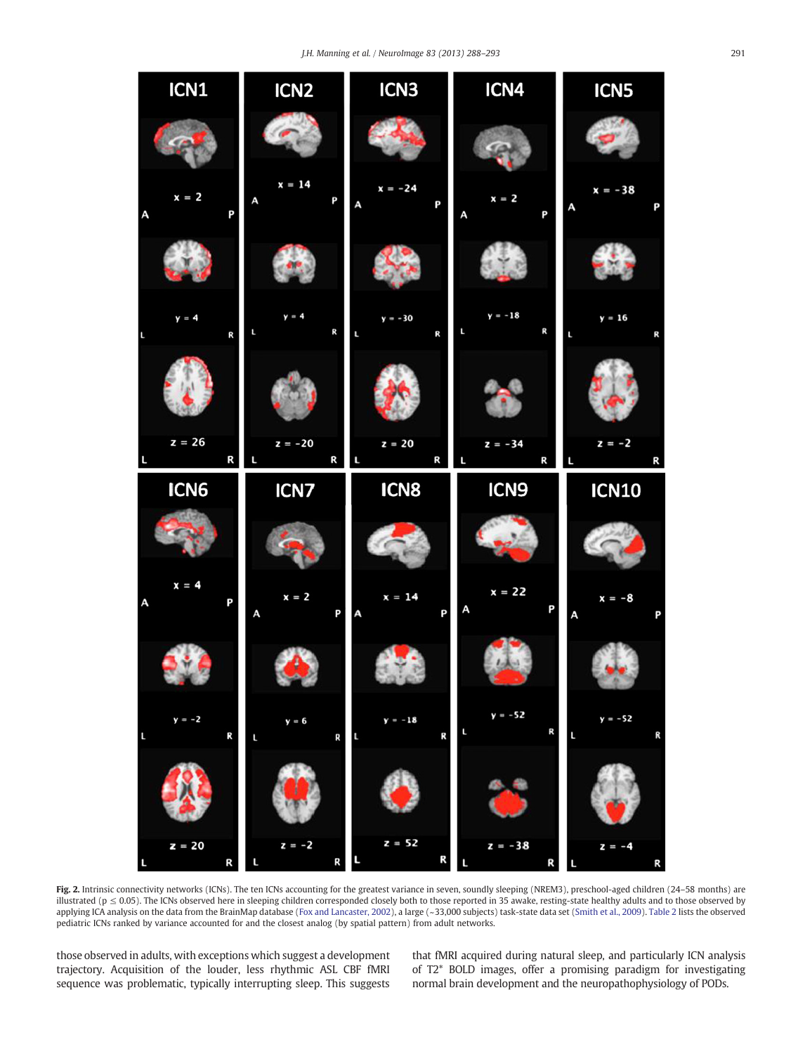**Fig. 2.** Intrinsic connectivity networks (ICNs). The ten ICNs accounting for the greatest variance in seven, soundly sleeping (NREM3), preschool-aged children (24–58 months) are illustrated ($p \leq 0.05$). The ICNs observed here in sleeping children corresponded closely both to those reported in 35 awake, resting-state healthy adults and to those observed by applying ICA analysis on the data from the BrainMap database (Fox and Lancaster, 2002), a large (~33,000 subjects) task-state data set (Smith et al., 2009). Table 2 lists the observed pediatric ICNs ranked by variance accounted for and the closest analog (by spatial pattern) from adult networks.

those observed in adults, with exceptions which suggest a development trajectory. Acquisition of the louder, less rhythmic ASL CBF fMRI sequence was problematic, typically interrupting sleep. This suggests that fMRI acquired during natural sleep, and particularly ICN analysis of T2* BOLD images, offer a promising paradigm for investigating normal brain development and the neuropathophysiology of PODs.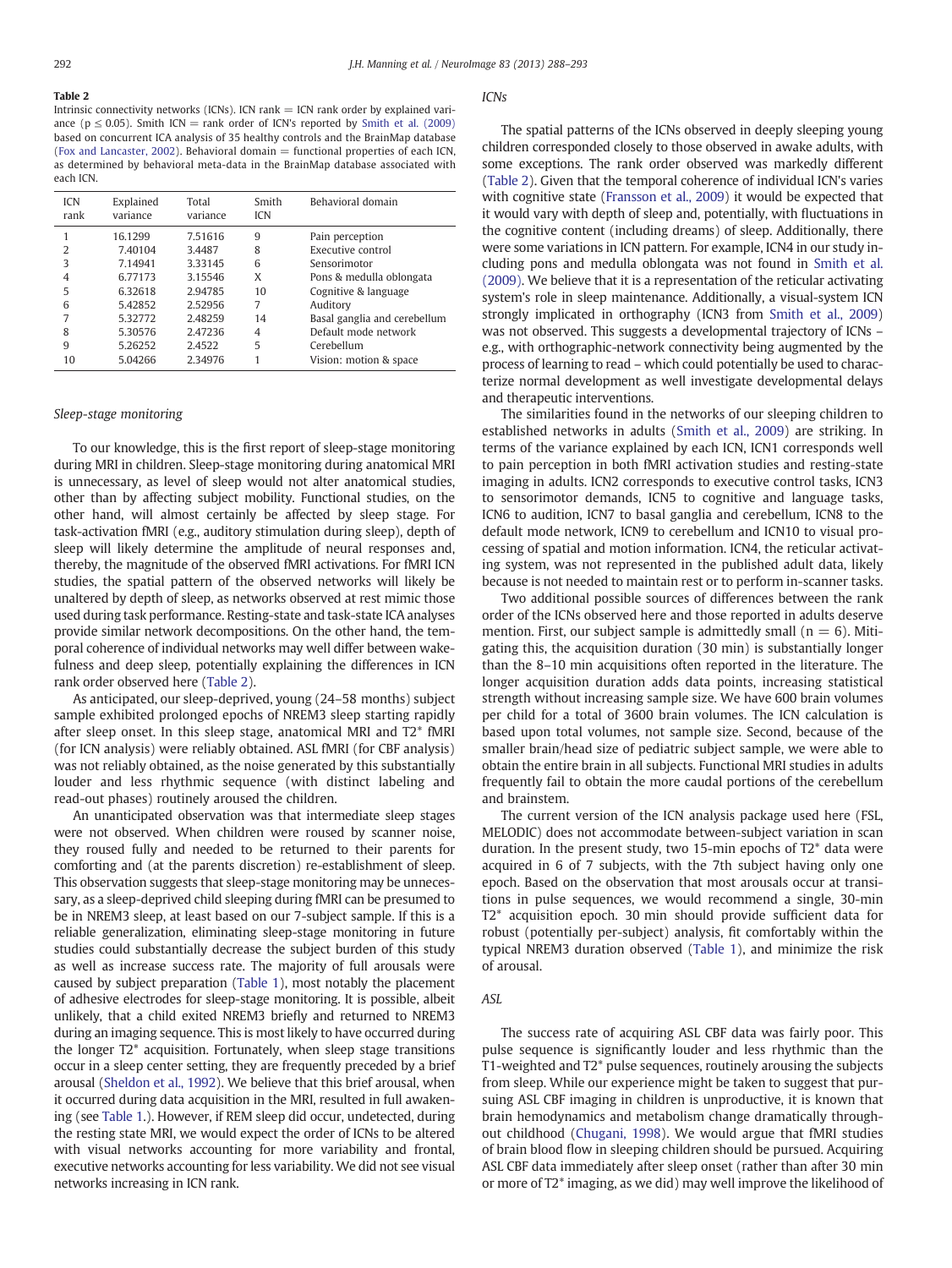**Table 2**
Intrinsic connectivity networks (ICNs). ICN rank = ICN rank order by explained variance ($p \leq 0.05$). Smith ICN = rank order of ICN's reported by Smith et al. (2009) based on concurrent ICA analysis of 35 healthy controls and the BrainMap database (Fox and Lancaster, 2002). Behavioral domain = functional properties of each ICN, as determined by behavioral meta-data in the BrainMap database associated with each ICN.

| ICN rank | Explained variance | Total variance | Smith ICN | Behavioral domain |
|---|---|---|---|---|
| 1 | 16.1299 | 7.51616 | 9 | Pain perception |
| 2 | 7.40104 | 3.4487 | 8 | Executive control |
| 3 | 7.14941 | 3.33145 | 6 | Sensorimotor |
| 4 | 6.77173 | 3.15546 | X | Pons & medulla oblongata |
| 5 | 6.32618 | 2.94785 | 10 | Cognitive & language |
| 6 | 5.42852 | 2.52956 | 7 | Auditory |
| 7 | 5.32772 | 2.48259 | 14 | Basal ganglia and cerebellum |
| 8 | 5.30576 | 2.47236 | 4 | Default mode network |
| 9 | 5.26252 | 2.4522 | 5 | Cerebellum |
| 10 | 5.04266 | 2.34976 | 1 | Vision: motion & space |

### Sleep-stage monitoring

To our knowledge, this is the first report of sleep-stage monitoring during MRI in children. Sleep-stage monitoring during anatomical MRI is unnecessary, as level of sleep would not alter anatomical studies, other than by affecting subject mobility. Functional studies, on the other hand, will almost certainly be affected by sleep stage. For task-activation fMRI (e.g., auditory stimulation during sleep), depth of sleep will likely determine the amplitude of neural responses and, thereby, the magnitude of the observed fMRI activations. For fMRI ICN studies, the spatial pattern of the observed networks will likely be unaltered by depth of sleep, as networks observed at rest mimic those used during task performance. Resting-state and task-state ICA analyses provide similar network decompositions. On the other hand, the temporal coherence of individual networks may well differ between wakefulness and deep sleep, potentially explaining the differences in ICN rank order observed here (Table 2).

As anticipated, our sleep-deprived, young (24–58 months) subject sample exhibited prolonged epochs of NREM3 sleep starting rapidly after sleep onset. In this sleep stage, anatomical MRI and T2* fMRI (for ICN analysis) were reliably obtained. ASL fMRI (for CBF analysis) was not reliably obtained, as the noise generated by this substantially louder and less rhythmic sequence (with distinct labeling and read-out phases) routinely aroused the children.

An unanticipated observation was that intermediate sleep stages were not observed. When children were roused by scanner noise, they roused fully and needed to be returned to their parents for comforting and (at the parents discretion) re-establishment of sleep. This observation suggests that sleep-stage monitoring may be unnecessary, as a sleep-deprived child sleeping during fMRI can be presumed to be in NREM3 sleep, at least based on our 7-subject sample. If this is a reliable generalization, eliminating sleep-stage monitoring in future studies could substantially decrease the subject burden of this study as well as increase success rate. The majority of full arousals were caused by subject preparation (Table 1), most notably the placement of adhesive electrodes for sleep-stage monitoring. It is possible, albeit unlikely, that a child exited NREM3 briefly and returned to NREM3 during an imaging sequence. This is most likely to have occurred during the longer T2* acquisition. Fortunately, when sleep stage transitions occur in a sleep center setting, they are frequently preceded by a brief arousal (Sheldon et al., 1992). We believe that this brief arousal, when it occurred during data acquisition in the MRI, resulted in full awakening (see Table 1.). However, if REM sleep did occur, undetected, during the resting state MRI, we would expect the order of ICNs to be altered with visual networks accounting for more variability and frontal, executive networks accounting for less variability. We did not see visual networks increasing in ICN rank.

### ICNs

The spatial patterns of the ICNs observed in deeply sleeping young children corresponded closely to those observed in awake adults, with some exceptions. The rank order observed was markedly different (Table 2). Given that the temporal coherence of individual ICN's varies with cognitive state (Fransson et al., 2009) it would be expected that it would vary with depth of sleep and, potentially, with fluctuations in the cognitive content (including dreams) of sleep. Additionally, there were some variations in ICN pattern. For example, ICN4 in our study including pons and medulla oblongata was not found in Smith et al. (2009). We believe that it is a representation of the reticular activating system's role in sleep maintenance. Additionally, a visual-system ICN strongly implicated in orthography (ICN3 from Smith et al., 2009) was not observed. This suggests a developmental trajectory of ICNs – e.g., with orthographic-network connectivity being augmented by the process of learning to read – which could potentially be used to characterize normal development as well investigate developmental delays and therapeutic interventions.

The similarities found in the networks of our sleeping children to established networks in adults (Smith et al., 2009) are striking. In terms of the variance explained by each ICN, ICN1 corresponds well to pain perception in both fMRI activation studies and resting-state imaging in adults. ICN2 corresponds to executive control tasks, ICN3 to sensorimotor demands, ICN5 to cognitive and language tasks, ICN6 to audition, ICN7 to basal ganglia and cerebellum, ICN8 to the default mode network, ICN9 to cerebellum and ICN10 to visual processing of spatial and motion information. ICN4, the reticular activating system, was not represented in the published adult data, likely because is not needed to maintain rest or to perform in-scanner tasks.

Two additional possible sources of differences between the rank order of the ICNs observed here and those reported in adults deserve mention. First, our subject sample is admittedly small ($n = 6$). Mitigating this, the acquisition duration (30 min) is substantially longer than the 8–10 min acquisitions often reported in the literature. The longer acquisition duration adds data points, increasing statistical strength without increasing sample size. We have 600 brain volumes per child for a total of 3600 brain volumes. The ICN calculation is based upon total volumes, not sample size. Second, because of the smaller brain/head size of pediatric subject sample, we were able to obtain the entire brain in all subjects. Functional MRI studies in adults frequently fail to obtain the more caudal portions of the cerebellum and brainstem.

The current version of the ICN analysis package used here (FSL, MELODIC) does not accommodate between-subject variation in scan duration. In the present study, two 15-min epochs of T2* data were acquired in 6 of 7 subjects, with the 7th subject having only one epoch. Based on the observation that most arousals occur at transitions in pulse sequences, we would recommend a single, 30-min T2* acquisition epoch. 30 min should provide sufficient data for robust (potentially per-subject) analysis, fit comfortably within the typical NREM3 duration observed (Table 1), and minimize the risk of arousal.

### ASL

The success rate of acquiring ASL CBF data was fairly poor. This pulse sequence is significantly louder and less rhythmic than the T1-weighted and T2* pulse sequences, routinely arousing the subjects from sleep. While our experience might be taken to suggest that pursuing ASL CBF imaging in children is unproductive, it is known that brain hemodynamics and metabolism change dramatically throughout childhood (Chugani, 1998). We would argue that fMRI studies of brain blood flow in sleeping children should be pursued. Acquiring ASL CBF data immediately after sleep onset (rather than after 30 min or more of T2* imaging, as we did) may well improve the likelihood of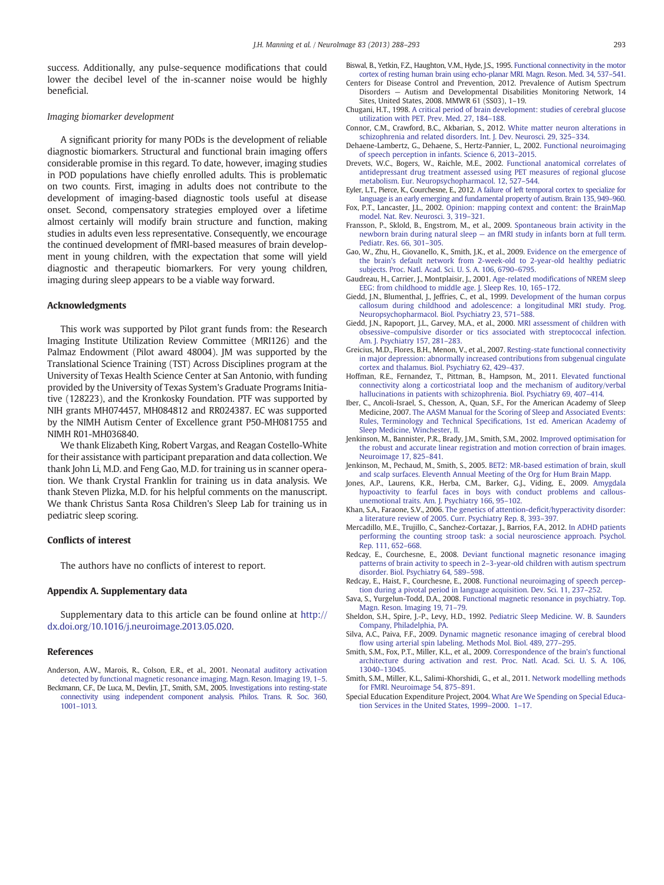success. Additionally, any pulse-sequence modifications that could lower the decibel level of the in-scanner noise would be highly beneficial.

### Imaging biomarker development

A significant priority for many PODs is the development of reliable diagnostic biomarkers. Structural and functional brain imaging offers considerable promise in this regard. To date, however, imaging studies in POD populations have chiefly enrolled adults. This is problematic on two counts. First, imaging in adults does not contribute to the development of imaging-based diagnostic tools useful at disease onset. Second, compensatory strategies employed over a lifetime almost certainly will modify brain structure and function, making studies in adults even less representative. Consequently, we encourage the continued development of fMRI-based measures of brain development in young children, with the expectation that some will yield diagnostic and therapeutic biomarkers. For very young children, imaging during sleep appears to be a viable way forward.

## Acknowledgments

This work was supported by Pilot grant funds from: the Research Imaging Institute Utilization Review Committee (MRI126) and the Palmaz Endowment (Pilot award 48004). JM was supported by the Translational Science Training (TST) Across Disciplines program at the University of Texas Health Science Center at San Antonio, with funding provided by the University of Texas System's Graduate Programs Initiative (128223), and the Kronkosky Foundation. PTF was supported by NIH grants MH074457, MH084812 and RR024387. EC was supported by the NIMH Autism Center of Excellence grant P50-MH081755 and NIMH R01-MH036840.

We thank Elizabeth King, Robert Vargas, and Reagan Costello-White for their assistance with participant preparation and data collection. We thank John Li, M.D. and Feng Gao, M.D. for training us in scanner operation. We thank Crystal Franklin for training us in data analysis. We thank Steven Plizka, M.D. for his helpful comments on the manuscript. We thank Christus Santa Rosa Children's Sleep Lab for training us in pediatric sleep scoring.

## Conflicts of interest

The authors have no conflicts of interest to report.

## Appendix A. Supplementary data

Supplementary data to this article can be found online at http://dx.doi.org/10.1016/j.neuroimage.2013.05.020.

## References

Anderson, A.W., Marois, R., Colson, E.R., et al., 2001. Neonatal auditory activation detected by functional magnetic resonance imaging. Magn. Reson. Imaging 19, 1–5.

Beckmann, C.F., De Luca, M., Devlin, J.T., Smith, S.M., 2005. Investigations into resting-state connectivity using independent component analysis. Philos. Trans. R. Soc. 360, 1001–1013.

Biswal, B., Yetkin, F.Z., Haughton, V.M., Hyde, J.S., 1995. Functional connectivity in the motor cortex of resting human brain using echo-planar MRI. Magn. Reson. Med. 34, 537–541.

Centers for Disease Control and Prevention, 2012. Prevalence of Autism Spectrum Disorders — Autism and Developmental Disabilities Monitoring Network, 14 Sites, United States, 2008. MMWR 61 (SS03), 1–19.

Chugani, H.T., 1998. A critical period of brain development: studies of cerebral glucose utilization with PET. Prev. Med. 27, 184–188.

Connor, C.M., Crawford, B.C., Akbarian, S., 2012. White matter neuron alterations in schizophrenia and related disorders. Int. J. Dev. Neurosci. 29, 325–334.

Dehaene-Lambertz, G., Dehaene, S., Hertz-Pannier, L., 2002. Functional neuroimaging of speech perception in infants. Science 6, 2013–2015.

Drevets, W.C., Bogers, W., Raichle, M.E., 2002. Functional anatomical correlates of antidepressant drug treatment assessed using PET measures of regional glucose metabolism. Eur. Neuropsychopharmacol. 12, 527–544.

Eyler, L.T., Pierce, K., Courchesne, E., 2012. A failure of left temporal cortex to specialize for language is an early emerging and fundamental property of autism. Brain 135, 949–960.

Fox, P.T., Lancaster, J.L., 2002. Opinion: mapping context and content: the BrainMap model. Nat. Rev. Neurosci. 3, 319–321.

Fransson, P., Skiold, B., Engstrom, M., et al., 2009. Spontaneous brain activity in the newborn brain during natural sleep — an fMRI study in infants born at full term. Pediatr. Res. 66, 301–305.

Gao, W., Zhu, H., Giovanello, K., Smith, J.K., et al., 2009. Evidence on the emergence of the brain's default network from 2-week-old to 2-year-old healthy pediatric subjects. Proc. Natl. Acad. Sci. U. S. A. 106, 6790–6795.

Gaudreau, H., Carrier, J., Montplaisir, J., 2001. Age-related modifications of NREM sleep EEG: from childhood to middle age. J. Sleep Res. 10, 165–172.

Giedd, J.N., Blumenthal, J., Jeffries, C., et al., 1999. Development of the human corpus callosum during childhood and adolescence: a longitudinal MRI study. Prog. Neuropsychopharmacol. Biol. Psychiatry 23, 571–588.

Giedd, J.N., Rapoport, J.L., Garvey, M.A., et al., 2000. MRI assessment of children with obsessive–compulsive disorder or tics associated with streptococcal infection. Am. J. Psychiatry 157, 281–283.

Greicius, M.D., Flores, B.H., Menon, V., et al., 2007. Resting-state functional connectivity in major depression: abnormally increased contributions from subgenual cingulate cortex and thalamus. Biol. Psychiatry 62, 429–437.

Hoffman, R.E., Fernandez, T., Pittman, B., Hampson, M., 2011. Elevated functional connectivity along a corticostriatal loop and the mechanism of auditory/verbal hallucinations in patients with schizophrenia. Biol. Psychiatry 69, 407–414.

Iber, C., Ancoli-Israel, S., Chesson, A., Quan, S.F., For the American Academy of Sleep Medicine, 2007. The AASM Manual for the Scoring of Sleep and Associated Events: Rules, Terminology and Technical Specifications, 1st ed. American Academy of Sleep Medicine, Winchester, Il.

Jenkinson, M., Bannister, P.R., Brady, J.M., Smith, S.M., 2002. Improved optimisation for the robust and accurate linear registration and motion correction of brain images. Neuroimage 17, 825–841.

Jenkinson, M., Pechaud, M., Smith, S., 2005. BET2: MR-based estimation of brain, skull and scalp surfaces. Eleventh Annual Meeting of the Org for Hum Brain Mapp.

Jones, A.P., Laurens, K.R., Herba, C.M., Barker, G.J., Viding, E., 2009. Amygdala hypoactivity to fearful faces in boys with conduct problems and callous-unemotional traits. Am. J. Psychiatry 166, 95–102.

Khan, S.A., Faraone, S.V., 2006. The genetics of attention-deficit/hyperactivity disorder: a literature review of 2005. Curr. Psychiatry Rep. 8, 393–397.

Mercadillo, M.E., Trujillo, C., Sanchez-Cortazar, J., Barrios, F.A., 2012. In ADHD patients performing the counting stroop task: a social neuroscience approach. Psychol. Rep. 111, 652–668.

Redcay, E., Courchesne, E., 2008. Deviant functional magnetic resonance imaging patterns of brain activity to speech in 2–3-year-old children with autism spectrum disorder. Biol. Psychiatry 64, 589–598.

Redcay, E., Haist, F., Courchesne, E., 2008. Functional neuroimaging of speech perception during a pivotal period in language acquisition. Dev. Sci. 11, 237–252.

Sava, S., Yurgelun-Todd, D.A., 2008. Functional magnetic resonance in psychiatry. Top. Magn. Reson. Imaging 19, 71–79.

Sheldon, S.H., Spire, J.-P., Levy, H.D., 1992. Pediatric Sleep Medicine. W. B. Saunders Company, Philadelphia, PA.

Silva, A.C., Paiva, F.F., 2009. Dynamic magnetic resonance imaging of cerebral blood flow using arterial spin labeling. Methods Mol. Biol. 489, 277–295.

Smith, S.M., Fox, P.T., Miller, K.L., et al., 2009. Correspondence of the brain's functional architecture during activation and rest. Proc. Natl. Acad. Sci. U. S. A. 106, 13040–13045.

Smith, S.M., Miller, K.L., Salimi-Khorshidi, G., et al., 2011. Network modelling methods for FMRI. Neuroimage 54, 875–891.

Special Education Expenditure Project, 2004. What Are We Spending on Special Education Services in the United States, 1999–2000. 1–17.